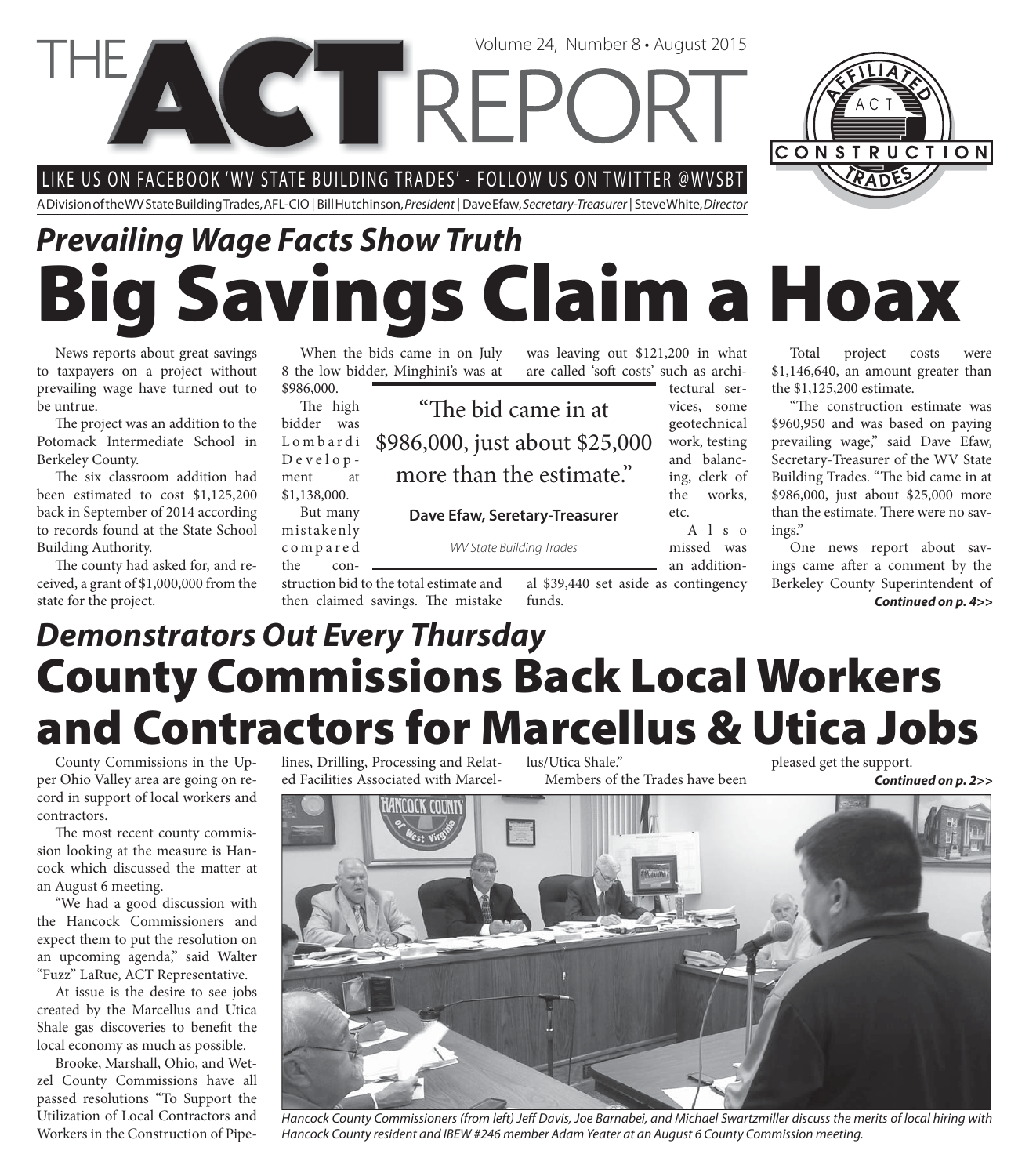# THE ACT REPORT

Volume 24, Number 8 • August 2015

LIKE US ON FACEBOOK 'WV STATE BUILDING TRADES' - FOLLOW US ON TWITTER @WVSBT

A Division of the WV State Building Trades, AFL-CIO | Bill Hutchinson, *President* | Dave Efaw, *Secretary-Treasurer* | Steve White, *Director*

## *Prevailing Wage Facts Show Truth*

# Big Savings Claim a Hoax

News reports about great savings to taxpayers on a project without prevailing wage have turned out to be untrue.

The project was an addition to the Potomack Intermediate School in Berkeley County.

The six classroom addition had been estimated to cost $1,125,200 back in September of 2014 according to records found at the State School Building Authority.

The county had asked for, and received, a grant of $1,000,000 from the state for the project.

When the bids came in on July 8 the low bidder, Minghini's was at $986,000.

The high bidder was Lombardi Development at $1,138,000.

But many mistakenly compared the construction bid to the total estimate and then claimed savings. The mistake was leaving out $121,200 in what are called 'soft costs' such as architectural services, some geotechnical work, testing and balancing, clerk of the works, etc.

> "The bid came in at $986,000, just about $25,000 more than the estimate."
>
> **Dave Efaw, Seretary-Treasurer**
>
> *WV State Building Trades*

Also missed was an additional $39,440 set aside as contingency funds.

Total project costs were $1,146,640, an amount greater than the $1,125,200 estimate.

"The construction estimate was $960,950 and was based on paying prevailing wage," said Dave Efaw, Secretary-Treasurer of the WV State Building Trades. "The bid came in at $986,000, just about $25,000 more than the estimate. There were no savings."

One news report about savings came after a comment by the Berkeley County Superintendent of

***Continued on p. 4>>***

## *Demonstrators Out Every Thursday*

# County Commissions Back Local Workers and Contractors for Marcellus & Utica Jobs

County Commissions in the Upper Ohio Valley area are going on record in support of local workers and contractors.

The most recent county commission looking at the measure is Hancock which discussed the matter at an August 6 meeting.

"We had a good discussion with the Hancock Commissioners and expect them to put the resolution on an upcoming agenda," said Walter "Fuzz" LaRue, ACT Representative.

At issue is the desire to see jobs created by the Marcellus and Utica Shale gas discoveries to benefit the local economy as much as possible.

Brooke, Marshall, Ohio, and Wetzel County Commissions have all passed resolutions "To Support the Utilization of Local Contractors and Workers in the Construction of Pipelines, Drilling, Processing and Related Facilities Associated with Marcellus/Utica Shale."

Members of the Trades have been pleased get the support.

***Continued on p. 2>>***

*Hancock County Commissioners (from left) Jeff Davis, Joe Barnabei, and Michael Swartzmiller discuss the merits of local hiring with Hancock County resident and IBEW #246 member Adam Yeater at an August 6 County Commission meeting.*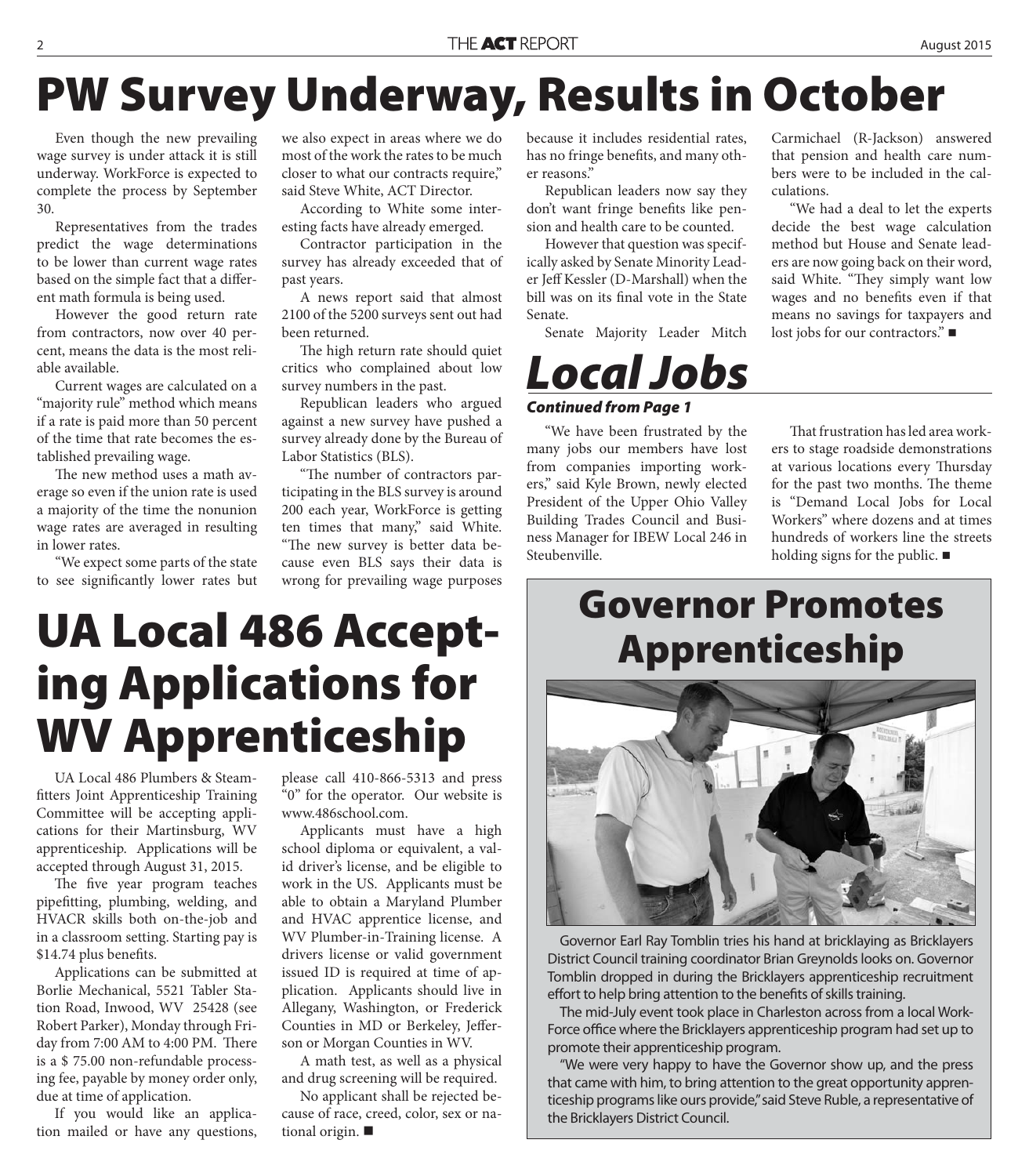# PW Survey Underway, Results in October

Even though the new prevailing wage survey is under attack it is still underway. WorkForce is expected to complete the process by September 30.

Representatives from the trades predict the wage determinations to be lower than current wage rates based on the simple fact that a different math formula is being used.

However the good return rate from contractors, now over 40 percent, means the data is the most reliable available.

Current wages are calculated on a "majority rule" method which means if a rate is paid more than 50 percent of the time that rate becomes the established prevailing wage.

The new method uses a math average so even if the union rate is used a majority of the time the nonunion wage rates are averaged in resulting in lower rates.

"We expect some parts of the state to see significantly lower rates but we also expect in areas where we do most of the work the rates to be much closer to what our contracts require," said Steve White, ACT Director.

According to White some interesting facts have already emerged.

Contractor participation in the survey has already exceeded that of past years.

A news report said that almost 2100 of the 5200 surveys sent out had been returned.

The high return rate should quiet critics who complained about low survey numbers in the past.

Republican leaders who argued against a new survey have pushed a survey already done by the Bureau of Labor Statistics (BLS).

"The number of contractors participating in the BLS survey is around 200 each year, WorkForce is getting ten times that many," said White. "The new survey is better data because even BLS says their data is wrong for prevailing wage purposes because it includes residential rates, has no fringe benefits, and many other reasons."

Republican leaders now say they don't want fringe benefits like pension and health care to be counted.

However that question was specifically asked by Senate Minority Leader Jeff Kessler (D-Marshall) when the bill was on its final vote in the State Senate.

Senate Majority Leader Mitch Carmichael (R-Jackson) answered that pension and health care numbers were to be included in the calculations.

"We had a deal to let the experts decide the best wage calculation method but House and Senate leaders are now going back on their word, said White. "They simply want low wages and no benefits even if that means no savings for taxpayers and lost jobs for our contractors." ■

# *Local Jobs*

***Continued from Page 1***

"We have been frustrated by the many jobs our members have lost from companies importing workers," said Kyle Brown, newly elected President of the Upper Ohio Valley Building Trades Council and Business Manager for IBEW Local 246 in Steubenville.

That frustration has led area workers to stage roadside demonstrations at various locations every Thursday for the past two months. The theme is "Demand Local Jobs for Local Workers" where dozens and at times hundreds of workers line the streets holding signs for the public. ■

# UA Local 486 Accepting Applications for WV Apprenticeship

UA Local 486 Plumbers & Steamfitters Joint Apprenticeship Training Committee will be accepting applications for their Martinsburg, WV apprenticeship. Applications will be accepted through August 31, 2015.

The five year program teaches pipefitting, plumbing, welding, and HVACR skills both on-the-job and in a classroom setting. Starting pay is $14.74 plus benefits.

Applications can be submitted at Borlie Mechanical, 5521 Tabler Station Road, Inwood, WV 25428 (see Robert Parker), Monday through Friday from 7:00 AM to 4:00 PM. There is a $ 75.00 non-refundable processing fee, payable by money order only, due at time of application.

If you would like an application mailed or have any questions, please call 410-866-5313 and press "0" for the operator. Our website is www.486school.com.

Applicants must have a high school diploma or equivalent, a valid driver's license, and be eligible to work in the US. Applicants must be able to obtain a Maryland Plumber and HVAC apprentice license, and WV Plumber-in-Training license. A drivers license or valid government issued ID is required at time of application. Applicants should live in Allegany, Washington, or Frederick Counties in MD or Berkeley, Jefferson or Morgan Counties in WV.

A math test, as well as a physical and drug screening will be required.

No applicant shall be rejected because of race, creed, color, sex or national origin. ■

# Governor Promotes Apprenticeship

Governor Earl Ray Tomblin tries his hand at bricklaying as Bricklayers District Council training coordinator Brian Greynolds looks on. Governor Tomblin dropped in during the Bricklayers apprenticeship recruitment effort to help bring attention to the benefits of skills training.

The mid-July event took place in Charleston across from a local WorkForce office where the Bricklayers apprenticeship program had set up to promote their apprenticeship program.

"We were very happy to have the Governor show up, and the press that came with him, to bring attention to the great opportunity apprenticeship programs like ours provide," said Steve Ruble, a representative of the Bricklayers District Council.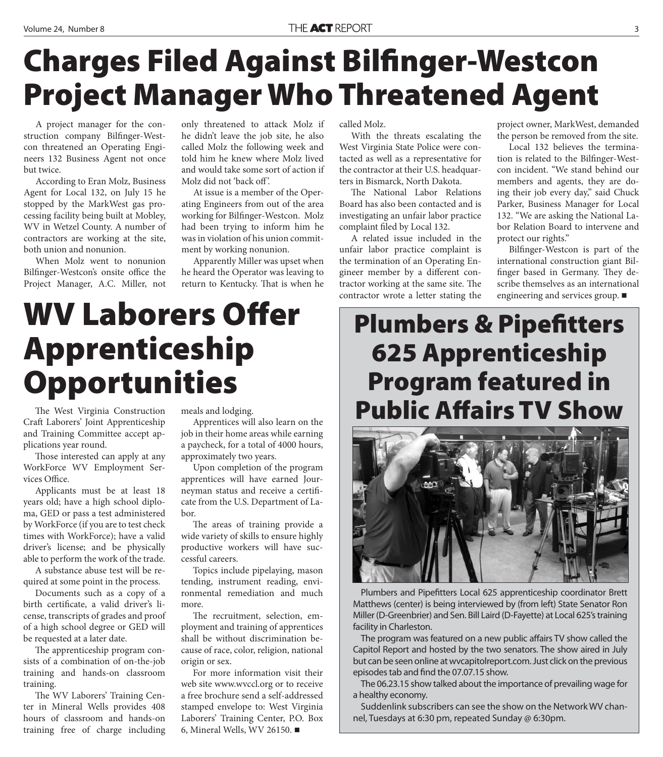# Charges Filed Against Bilfinger-Westcon Project Manager Who Threatened Agent

A project manager for the construction company Bilfinger-Westcon threatened an Operating Engineers 132 Business Agent not once but twice.

According to Eran Molz, Business Agent for Local 132, on July 15 he stopped by the MarkWest gas processing facility being built at Mobley, WV in Wetzel County. A number of contractors are working at the site, both union and nonunion.

When Molz went to nonunion Bilfinger-Westcon's onsite office the Project Manager, A.C. Miller, not only threatened to attack Molz if he didn't leave the job site, he also called Molz the following week and told him he knew where Molz lived and would take some sort of action if Molz did not 'back off'.

At issue is a member of the Operating Engineers from out of the area working for Bilfinger-Westcon. Molz had been trying to inform him he was in violation of his union commitment by working nonunion.

Apparently Miller was upset when he heard the Operator was leaving to return to Kentucky. That is when he called Molz.

With the threats escalating the West Virginia State Police were contacted as well as a representative for the contractor at their U.S. headquarters in Bismarck, North Dakota.

The National Labor Relations Board has also been contacted and is investigating an unfair labor practice complaint filed by Local 132.

A related issue included in the unfair labor practice complaint is the termination of an Operating Engineer member by a different contractor working at the same site. The contractor wrote a letter stating the project owner, MarkWest, demanded the person be removed from the site.

Local 132 believes the termination is related to the Bilfinger-Westcon incident. "We stand behind our members and agents, they are doing their job every day," said Chuck Parker, Business Manager for Local 132. "We are asking the National Labor Relation Board to intervene and protect our rights."

Bilfinger-Westcon is part of the international construction giant Bilfinger based in Germany. They describe themselves as an international engineering and services group. ■

# WV Laborers Offer Apprenticeship Opportunities

The West Virginia Construction Craft Laborers' Joint Apprenticeship and Training Committee accept applications year round.

Those interested can apply at any WorkForce WV Employment Services Office.

Applicants must be at least 18 years old; have a high school diploma, GED or pass a test administered by WorkForce (if you are to test check times with WorkForce); have a valid driver's license; and be physically able to perform the work of the trade.

A substance abuse test will be required at some point in the process.

Documents such as a copy of a birth certificate, a valid driver's license, transcripts of grades and proof of a high school degree or GED will be requested at a later date.

The apprenticeship program consists of a combination of on-the-job training and hands-on classroom training.

The WV Laborers' Training Center in Mineral Wells provides 408 hours of classroom and hands-on training free of charge including meals and lodging.

Apprentices will also learn on the job in their home areas while earning a paycheck, for a total of 4000 hours, approximately two years.

Upon completion of the program apprentices will have earned Journeyman status and receive a certificate from the U.S. Department of Labor.

The areas of training provide a wide variety of skills to ensure highly productive workers will have successful careers.

Topics include pipelaying, mason tending, instrument reading, environmental remediation and much more.

The recruitment, selection, employment and training of apprentices shall be without discrimination because of race, color, religion, national origin or sex.

For more information visit their web site www.wvccl.org or to receive a free brochure send a self-addressed stamped envelope to: West Virginia Laborers' Training Center, P.O. Box 6, Mineral Wells, WV 26150. ■

# Plumbers & Pipefitters 625 Apprenticeship Program featured in Public Affairs TV Show

Plumbers and Pipefitters Local 625 apprenticeship coordinator Brett Matthews (center) is being interviewed by (from left) State Senator Ron Miller (D-Greenbrier) and Sen. Bill Laird (D-Fayette) at Local 625's training facility in Charleston.

The program was featured on a new public affairs TV show called the Capitol Report and hosted by the two senators. The show aired in July but can be seen online at wvcapitolreport.com. Just click on the previous episodes tab and find the 07.07.15 show.

The 06.23.15 show talked about the importance of prevailing wage for a healthy economy.

Suddenlink subscribers can see the show on the Network WV channel, Tuesdays at 6:30 pm, repeated Sunday @ 6:30pm.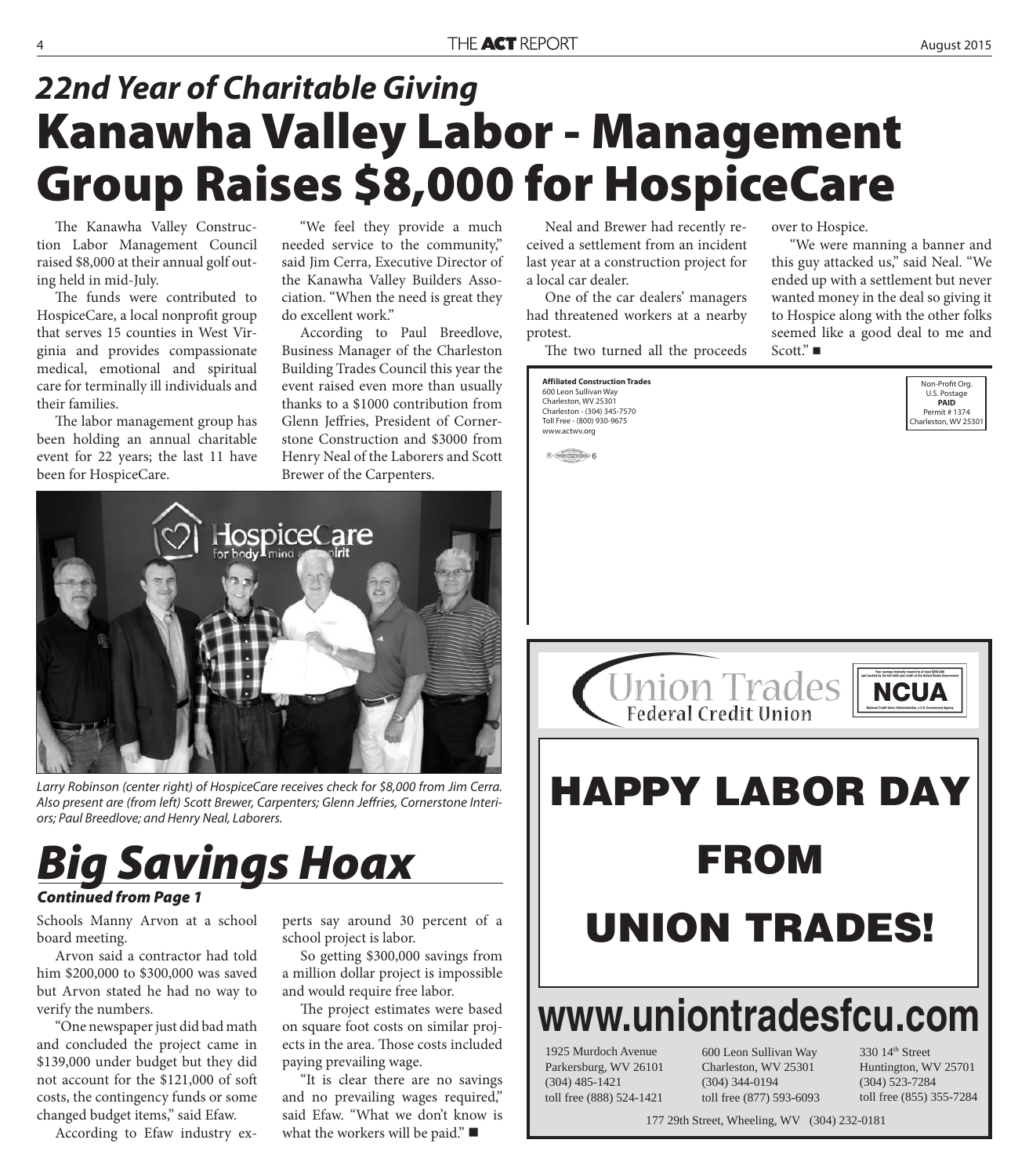## *22nd Year of Charitable Giving*

# Kanawha Valley Labor - Management Group Raises $8,000 for HospiceCare

The Kanawha Valley Construction Labor Management Council raised $8,000 at their annual golf outing held in mid-July.

The funds were contributed to HospiceCare, a local nonprofit group that serves 15 counties in West Virginia and provides compassionate medical, emotional and spiritual care for terminally ill individuals and their families.

The labor management group has been holding an annual charitable event for 22 years; the last 11 have been for HospiceCare.

"We feel they provide a much needed service to the community," said Jim Cerra, Executive Director of the Kanawha Valley Builders Association. "When the need is great they do excellent work."

According to Paul Breedlove, Business Manager of the Charleston Building Trades Council this year the event raised even more than usually thanks to a $1000 contribution from Glenn Jeffries, President of Cornerstone Construction and $3000 from Henry Neal of the Laborers and Scott Brewer of the Carpenters.

Neal and Brewer had recently received a settlement from an incident last year at a construction project for a local car dealer.

One of the car dealers' managers had threatened workers at a nearby protest.

The two turned all the proceeds over to Hospice.

"We were manning a banner and this guy attacked us," said Neal. "We ended up with a settlement but never wanted money in the deal so giving it to Hospice along with the other folks seemed like a good deal to me and Scott." ■

*Larry Robinson (center right) of HospiceCare receives check for $8,000 from Jim Cerra. Also present are (from left) Scott Brewer, Carpenters; Glenn Jeffries, Cornerstone Interiors; Paul Breedlove; and Henry Neal, Laborers.*

# *Big Savings Hoax*

***Continued from Page 1***

Schools Manny Arvon at a school board meeting.

Arvon said a contractor had told him $200,000 to $300,000 was saved but Arvon stated he had no way to verify the numbers.

"One newspaper just did bad math and concluded the project came in $139,000 under budget but they did not account for the $121,000 of soft costs, the contingency funds or some changed budget items," said Efaw.

According to Efaw industry experts say around 30 percent of a school project is labor.

So getting $300,000 savings from a million dollar project is impossible and would require free labor.

The project estimates were based on square foot costs on similar projects in the area. Those costs included paying prevailing wage.

"It is clear there are no savings and no prevailing wages required," said Efaw. "What we don't know is what the workers will be paid." ■

**Affiliated Construction Trades**
600 Leon Sullivan Way
Charleston, WV 25301
Charleston - (304) 345-7570
Toll Free - (800) 930-9675
www.actwv.org

Non-Profit Org.
U.S. Postage
**PAID**
Permit # 1374
Charleston, WV 25301

Union Trades Federal Credit Union

NCUA

# HAPPY LABOR DAY FROM UNION TRADES!

**www.uniontradesfcu.com**

1925 Murdoch Avenue
Parkersburg, WV 26101
(304) 485-1421
toll free (888) 524-1421

600 Leon Sullivan Way
Charleston, WV 25301
(304) 344-0194
toll free (877) 593-6093

330 14th Street
Huntington, WV 25701
(304) 523-7284
toll free (855) 355-7284

177 29th Street, Wheeling, WV (304) 232-0181